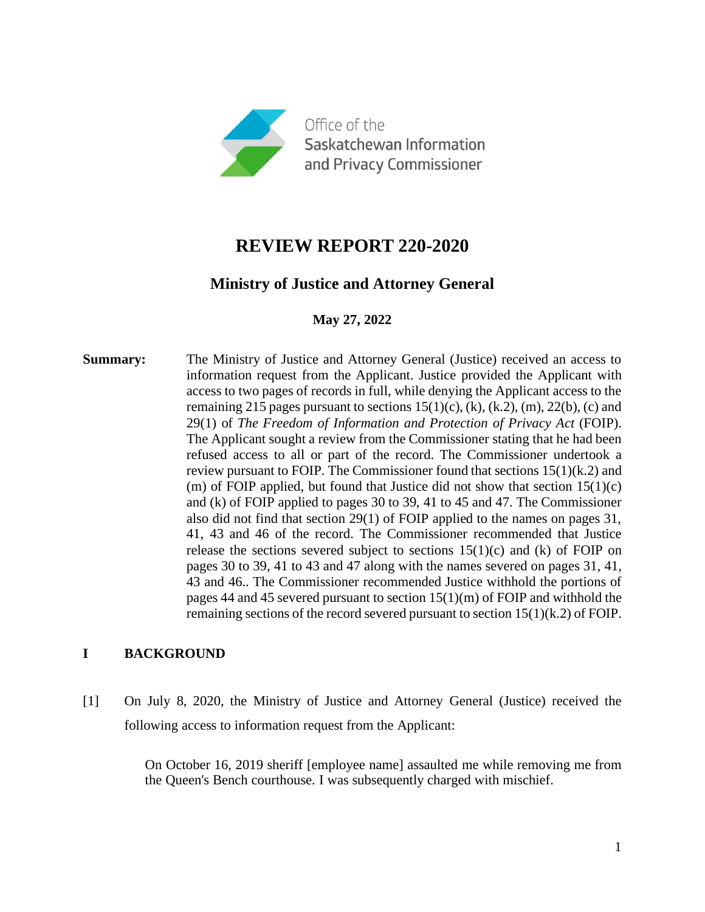Office of the Saskatchewan Information and Privacy Commissioner

# REVIEW REPORT 220-2020

## Ministry of Justice and Attorney General

**May 27, 2022**

**Summary:** The Ministry of Justice and Attorney General (Justice) received an access to information request from the Applicant. Justice provided the Applicant with access to two pages of records in full, while denying the Applicant access to the remaining 215 pages pursuant to sections 15(1)(c), (k), (k.2), (m), 22(b), (c) and 29(1) of *The Freedom of Information and Protection of Privacy Act* (FOIP). The Applicant sought a review from the Commissioner stating that he had been refused access to all or part of the record. The Commissioner undertook a review pursuant to FOIP. The Commissioner found that sections 15(1)(k.2) and (m) of FOIP applied, but found that Justice did not show that section 15(1)(c) and (k) of FOIP applied to pages 30 to 39, 41 to 45 and 47. The Commissioner also did not find that section 29(1) of FOIP applied to the names on pages 31, 41, 43 and 46 of the record. The Commissioner recommended that Justice release the sections severed subject to sections 15(1)(c) and (k) of FOIP on pages 30 to 39, 41 to 43 and 47 along with the names severed on pages 31, 41, 43 and 46.. The Commissioner recommended Justice withhold the portions of pages 44 and 45 severed pursuant to section 15(1)(m) of FOIP and withhold the remaining sections of the record severed pursuant to section 15(1)(k.2) of FOIP.

## I BACKGROUND

[1] On July 8, 2020, the Ministry of Justice and Attorney General (Justice) received the following access to information request from the Applicant:

> On October 16, 2019 sheriff [employee name] assaulted me while removing me from the Queen's Bench courthouse. I was subsequently charged with mischief.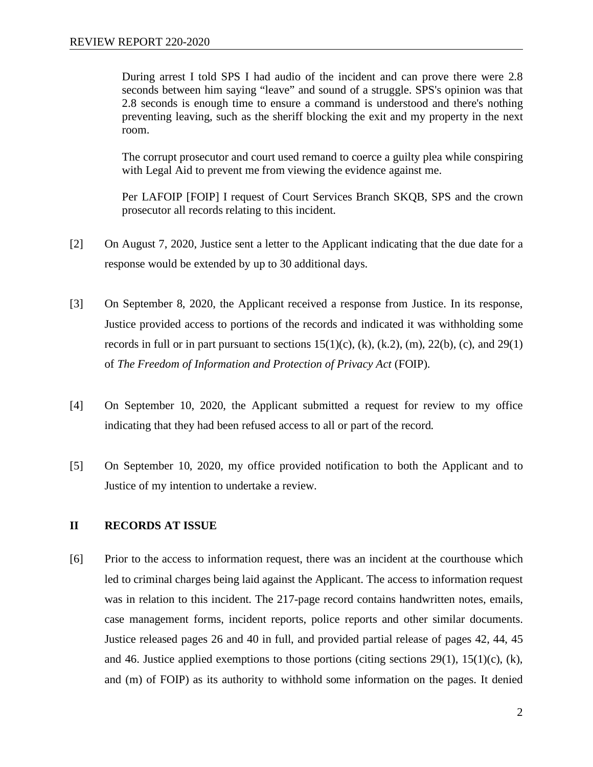> During arrest I told SPS I had audio of the incident and can prove there were 2.8 seconds between him saying "leave" and sound of a struggle. SPS's opinion was that 2.8 seconds is enough time to ensure a command is understood and there's nothing preventing leaving, such as the sheriff blocking the exit and my property in the next room.
>
> The corrupt prosecutor and court used remand to coerce a guilty plea while conspiring with Legal Aid to prevent me from viewing the evidence against me.
>
> Per LAFOIP [FOIP] I request of Court Services Branch SKQB, SPS and the crown prosecutor all records relating to this incident.

[2] On August 7, 2020, Justice sent a letter to the Applicant indicating that the due date for a response would be extended by up to 30 additional days.

[3] On September 8, 2020, the Applicant received a response from Justice. In its response, Justice provided access to portions of the records and indicated it was withholding some records in full or in part pursuant to sections 15(1)(c), (k), (k.2), (m), 22(b), (c), and 29(1) of *The Freedom of Information and Protection of Privacy Act* (FOIP).

[4] On September 10, 2020, the Applicant submitted a request for review to my office indicating that they had been refused access to all or part of the record.

[5] On September 10, 2020, my office provided notification to both the Applicant and to Justice of my intention to undertake a review.

## II RECORDS AT ISSUE

[6] Prior to the access to information request, there was an incident at the courthouse which led to criminal charges being laid against the Applicant. The access to information request was in relation to this incident. The 217-page record contains handwritten notes, emails, case management forms, incident reports, police reports and other similar documents. Justice released pages 26 and 40 in full, and provided partial release of pages 42, 44, 45 and 46. Justice applied exemptions to those portions (citing sections 29(1), 15(1)(c), (k), and (m) of FOIP) as its authority to withhold some information on the pages. It denied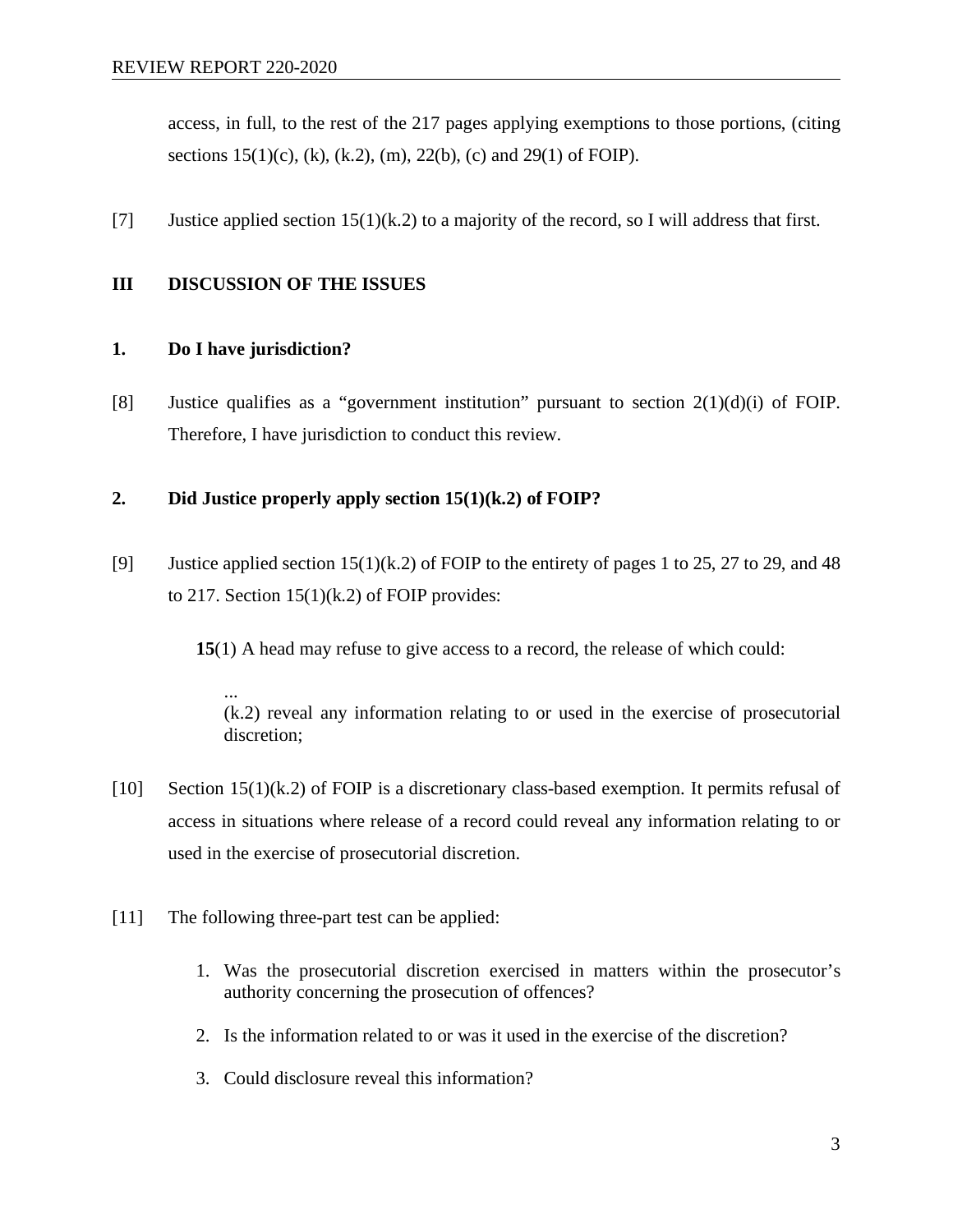access, in full, to the rest of the 217 pages applying exemptions to those portions, (citing sections 15(1)(c), (k), (k.2), (m), 22(b), (c) and 29(1) of FOIP).

[7] Justice applied section 15(1)(k.2) to a majority of the record, so I will address that first.

## III DISCUSSION OF THE ISSUES

### 1. Do I have jurisdiction?

[8] Justice qualifies as a "government institution" pursuant to section 2(1)(d)(i) of FOIP. Therefore, I have jurisdiction to conduct this review.

### 2. Did Justice properly apply section 15(1)(k.2) of FOIP?

[9] Justice applied section 15(1)(k.2) of FOIP to the entirety of pages 1 to 25, 27 to 29, and 48 to 217. Section 15(1)(k.2) of FOIP provides:

> **15**(1) A head may refuse to give access to a record, the release of which could:
>
> ...
> (k.2) reveal any information relating to or used in the exercise of prosecutorial discretion;

[10] Section 15(1)(k.2) of FOIP is a discretionary class-based exemption. It permits refusal of access in situations where release of a record could reveal any information relating to or used in the exercise of prosecutorial discretion.

[11] The following three-part test can be applied:

1. Was the prosecutorial discretion exercised in matters within the prosecutor's authority concerning the prosecution of offences?
2. Is the information related to or was it used in the exercise of the discretion?
3. Could disclosure reveal this information?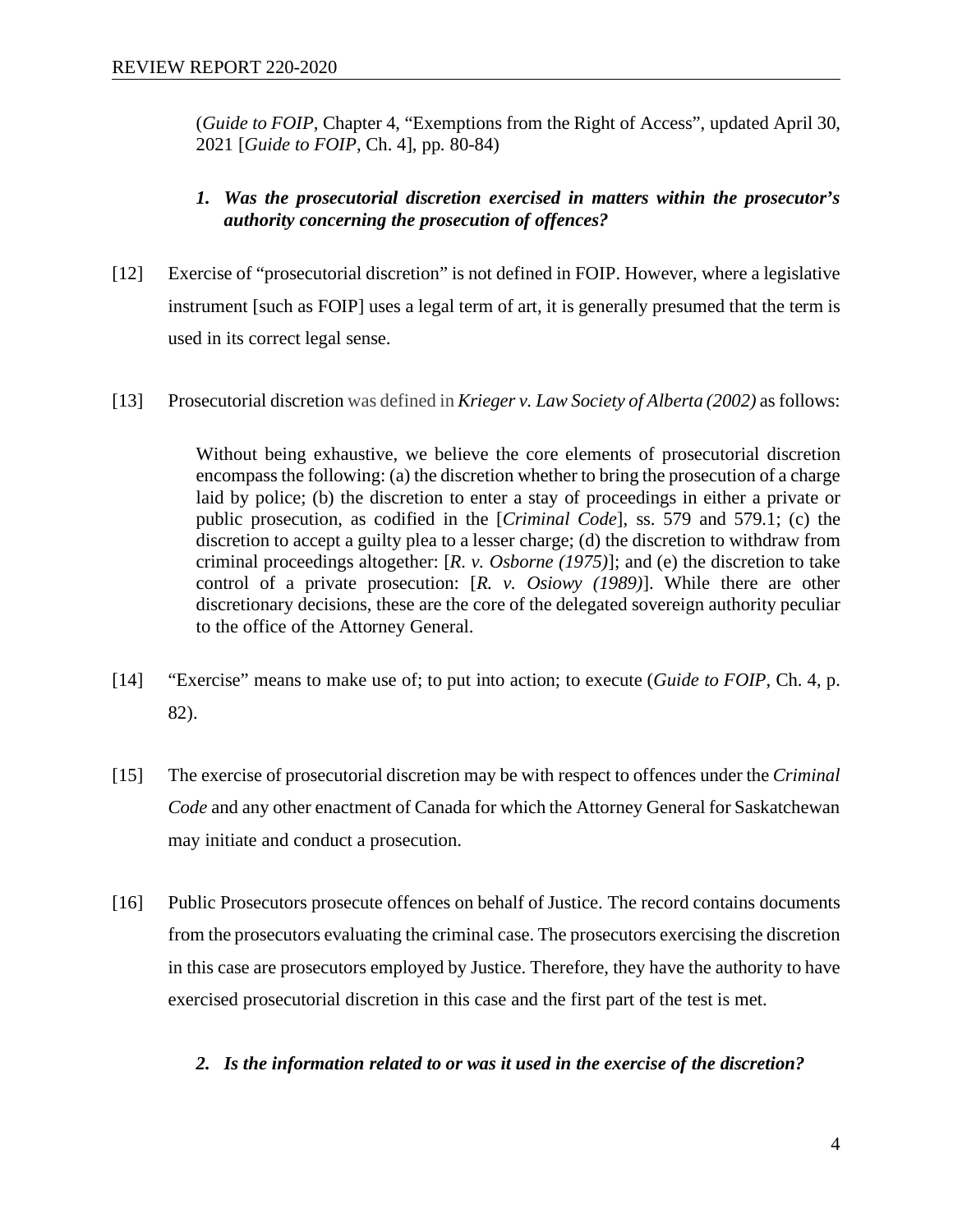(*Guide to FOIP*, Chapter 4, "Exemptions from the Right of Access", updated April 30, 2021 [*Guide to FOIP*, Ch. 4], pp. 80-84)

***1. Was the prosecutorial discretion exercised in matters within the prosecutor's authority concerning the prosecution of offences?***

[12] Exercise of "prosecutorial discretion" is not defined in FOIP. However, where a legislative instrument [such as FOIP] uses a legal term of art, it is generally presumed that the term is used in its correct legal sense.

[13] Prosecutorial discretion was defined in *Krieger v. Law Society of Alberta (2002)* as follows:

> Without being exhaustive, we believe the core elements of prosecutorial discretion encompass the following: (a) the discretion whether to bring the prosecution of a charge laid by police; (b) the discretion to enter a stay of proceedings in either a private or public prosecution, as codified in the [*Criminal Code*], ss. 579 and 579.1; (c) the discretion to accept a guilty plea to a lesser charge; (d) the discretion to withdraw from criminal proceedings altogether: [*R. v. Osborne (1975)*]; and (e) the discretion to take control of a private prosecution: [*R. v. Osiowy (1989)*]. While there are other discretionary decisions, these are the core of the delegated sovereign authority peculiar to the office of the Attorney General.

[14] "Exercise" means to make use of; to put into action; to execute (*Guide to FOIP*, Ch. 4, p. 82).

[15] The exercise of prosecutorial discretion may be with respect to offences under the *Criminal Code* and any other enactment of Canada for which the Attorney General for Saskatchewan may initiate and conduct a prosecution.

[16] Public Prosecutors prosecute offences on behalf of Justice. The record contains documents from the prosecutors evaluating the criminal case. The prosecutors exercising the discretion in this case are prosecutors employed by Justice. Therefore, they have the authority to have exercised prosecutorial discretion in this case and the first part of the test is met.

***2. Is the information related to or was it used in the exercise of the discretion?***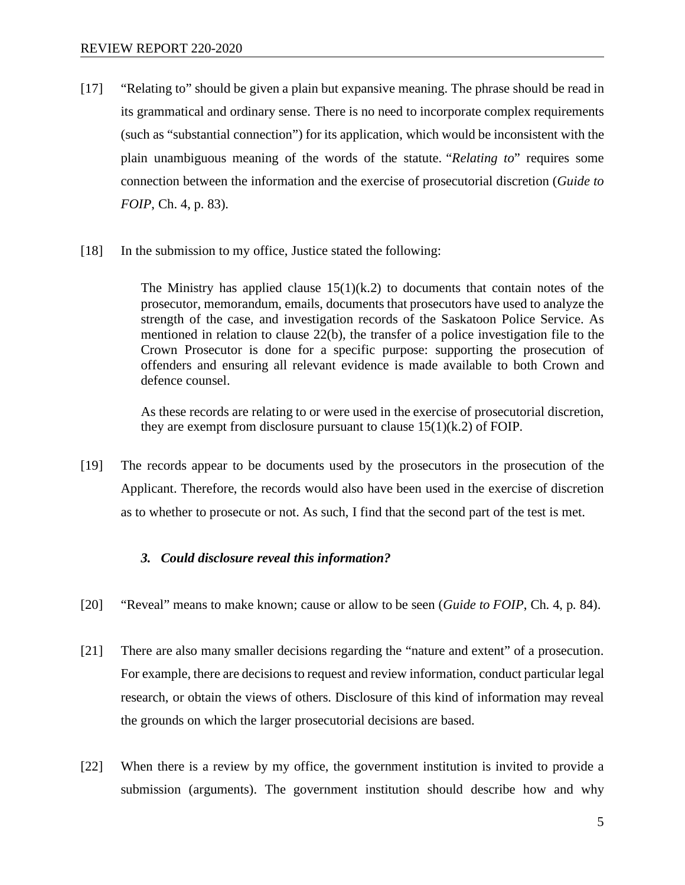[17] "Relating to" should be given a plain but expansive meaning. The phrase should be read in its grammatical and ordinary sense. There is no need to incorporate complex requirements (such as "substantial connection") for its application, which would be inconsistent with the plain unambiguous meaning of the words of the statute. "*Relating to*" requires some connection between the information and the exercise of prosecutorial discretion (*Guide to FOIP*, Ch. 4, p. 83).

[18] In the submission to my office, Justice stated the following:

> The Ministry has applied clause 15(1)(k.2) to documents that contain notes of the prosecutor, memorandum, emails, documents that prosecutors have used to analyze the strength of the case, and investigation records of the Saskatoon Police Service. As mentioned in relation to clause 22(b), the transfer of a police investigation file to the Crown Prosecutor is done for a specific purpose: supporting the prosecution of offenders and ensuring all relevant evidence is made available to both Crown and defence counsel.
>
> As these records are relating to or were used in the exercise of prosecutorial discretion, they are exempt from disclosure pursuant to clause 15(1)(k.2) of FOIP.

[19] The records appear to be documents used by the prosecutors in the prosecution of the Applicant. Therefore, the records would also have been used in the exercise of discretion as to whether to prosecute or not. As such, I find that the second part of the test is met.

### *3. Could disclosure reveal this information?*

[20] "Reveal" means to make known; cause or allow to be seen (*Guide to FOIP*, Ch. 4, p. 84).

[21] There are also many smaller decisions regarding the "nature and extent" of a prosecution. For example, there are decisions to request and review information, conduct particular legal research, or obtain the views of others. Disclosure of this kind of information may reveal the grounds on which the larger prosecutorial decisions are based.

[22] When there is a review by my office, the government institution is invited to provide a submission (arguments). The government institution should describe how and why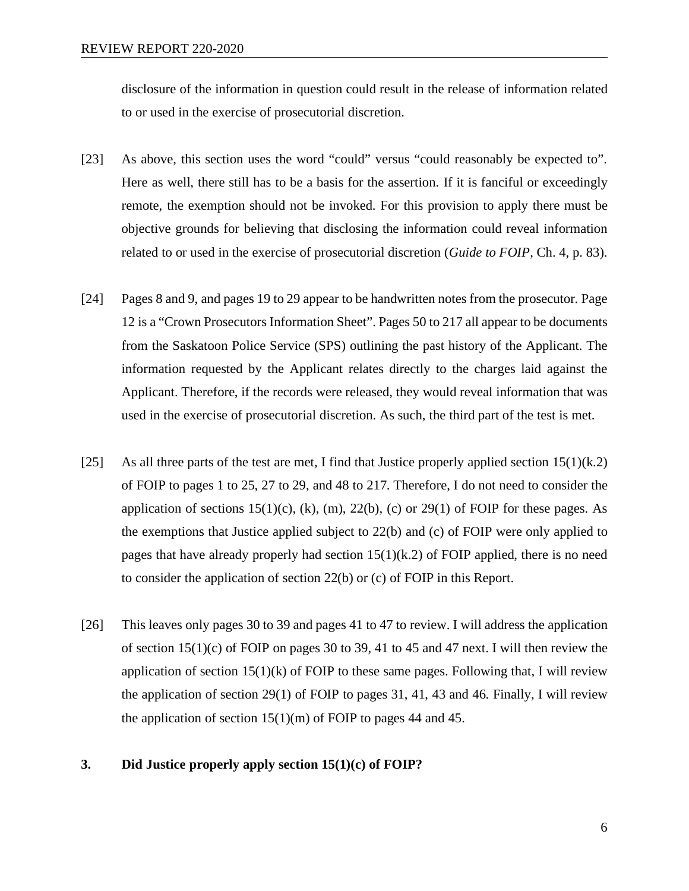disclosure of the information in question could result in the release of information related to or used in the exercise of prosecutorial discretion.

[23] As above, this section uses the word "could" versus "could reasonably be expected to". Here as well, there still has to be a basis for the assertion. If it is fanciful or exceedingly remote, the exemption should not be invoked. For this provision to apply there must be objective grounds for believing that disclosing the information could reveal information related to or used in the exercise of prosecutorial discretion (*Guide to FOIP*, Ch. 4, p. 83).

[24] Pages 8 and 9, and pages 19 to 29 appear to be handwritten notes from the prosecutor. Page 12 is a "Crown Prosecutors Information Sheet". Pages 50 to 217 all appear to be documents from the Saskatoon Police Service (SPS) outlining the past history of the Applicant. The information requested by the Applicant relates directly to the charges laid against the Applicant. Therefore, if the records were released, they would reveal information that was used in the exercise of prosecutorial discretion. As such, the third part of the test is met.

[25] As all three parts of the test are met, I find that Justice properly applied section 15(1)(k.2) of FOIP to pages 1 to 25, 27 to 29, and 48 to 217. Therefore, I do not need to consider the application of sections 15(1)(c), (k), (m), 22(b), (c) or 29(1) of FOIP for these pages. As the exemptions that Justice applied subject to 22(b) and (c) of FOIP were only applied to pages that have already properly had section 15(1)(k.2) of FOIP applied, there is no need to consider the application of section 22(b) or (c) of FOIP in this Report.

[26] This leaves only pages 30 to 39 and pages 41 to 47 to review. I will address the application of section 15(1)(c) of FOIP on pages 30 to 39, 41 to 45 and 47 next. I will then review the application of section 15(1)(k) of FOIP to these same pages. Following that, I will review the application of section 29(1) of FOIP to pages 31, 41, 43 and 46. Finally, I will review the application of section 15(1)(m) of FOIP to pages 44 and 45.

### 3. Did Justice properly apply section 15(1)(c) of FOIP?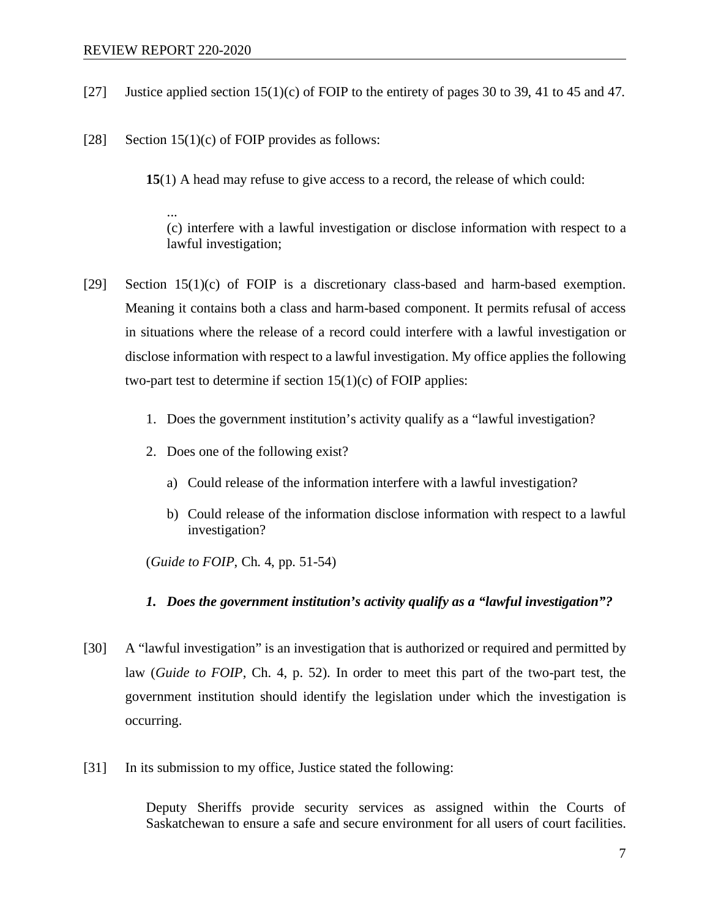[27] Justice applied section 15(1)(c) of FOIP to the entirety of pages 30 to 39, 41 to 45 and 47.

[28] Section 15(1)(c) of FOIP provides as follows:

> **15**(1) A head may refuse to give access to a record, the release of which could:
>
> ...
> (c) interfere with a lawful investigation or disclose information with respect to a lawful investigation;

[29] Section 15(1)(c) of FOIP is a discretionary class-based and harm-based exemption. Meaning it contains both a class and harm-based component. It permits refusal of access in situations where the release of a record could interfere with a lawful investigation or disclose information with respect to a lawful investigation. My office applies the following two-part test to determine if section 15(1)(c) of FOIP applies:

1. Does the government institution's activity qualify as a "lawful investigation?
2. Does one of the following exist?
   a) Could release of the information interfere with a lawful investigation?
   b) Could release of the information disclose information with respect to a lawful investigation?

(*Guide to FOIP*, Ch. 4, pp. 51-54)

***1. Does the government institution's activity qualify as a "lawful investigation"?***

[30] A "lawful investigation" is an investigation that is authorized or required and permitted by law (*Guide to FOIP*, Ch. 4, p. 52). In order to meet this part of the two-part test, the government institution should identify the legislation under which the investigation is occurring.

[31] In its submission to my office, Justice stated the following:

> Deputy Sheriffs provide security services as assigned within the Courts of Saskatchewan to ensure a safe and secure environment for all users of court facilities.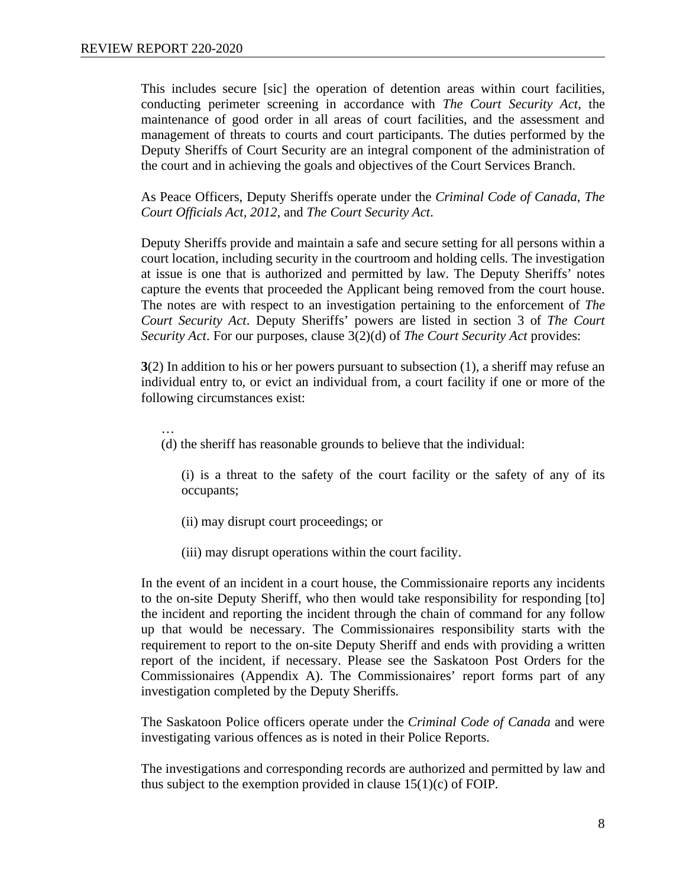This includes secure [sic] the operation of detention areas within court facilities, conducting perimeter screening in accordance with *The Court Security Act*, the maintenance of good order in all areas of court facilities, and the assessment and management of threats to courts and court participants. The duties performed by the Deputy Sheriffs of Court Security are an integral component of the administration of the court and in achieving the goals and objectives of the Court Services Branch.

As Peace Officers, Deputy Sheriffs operate under the *Criminal Code of Canada*, *The Court Officials Act, 2012,* and *The Court Security Act*.

Deputy Sheriffs provide and maintain a safe and secure setting for all persons within a court location, including security in the courtroom and holding cells. The investigation at issue is one that is authorized and permitted by law. The Deputy Sheriffs' notes capture the events that proceeded the Applicant being removed from the court house. The notes are with respect to an investigation pertaining to the enforcement of *The Court Security Act*. Deputy Sheriffs' powers are listed in section 3 of *The Court Security Act*. For our purposes, clause 3(2)(d) of *The Court Security Act* provides:

**3**(2) In addition to his or her powers pursuant to subsection (1), a sheriff may refuse an individual entry to, or evict an individual from, a court facility if one or more of the following circumstances exist:

…

(d) the sheriff has reasonable grounds to believe that the individual:

(i) is a threat to the safety of the court facility or the safety of any of its occupants;

(ii) may disrupt court proceedings; or

(iii) may disrupt operations within the court facility.

In the event of an incident in a court house, the Commissionaire reports any incidents to the on-site Deputy Sheriff, who then would take responsibility for responding [to] the incident and reporting the incident through the chain of command for any follow up that would be necessary. The Commissionaires responsibility starts with the requirement to report to the on-site Deputy Sheriff and ends with providing a written report of the incident, if necessary. Please see the Saskatoon Post Orders for the Commissionaires (Appendix A). The Commissionaires' report forms part of any investigation completed by the Deputy Sheriffs.

The Saskatoon Police officers operate under the *Criminal Code of Canada* and were investigating various offences as is noted in their Police Reports.

The investigations and corresponding records are authorized and permitted by law and thus subject to the exemption provided in clause 15(1)(c) of FOIP.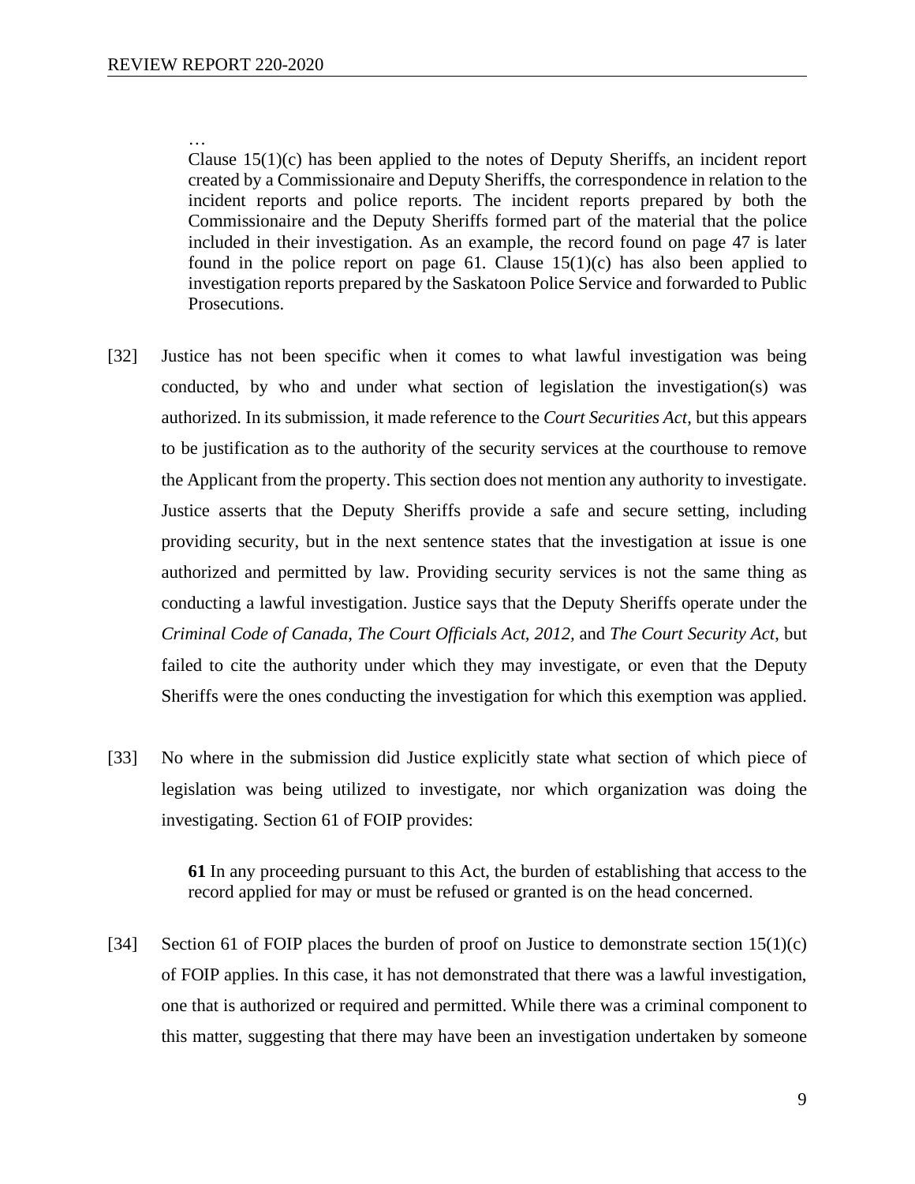> …
> Clause 15(1)(c) has been applied to the notes of Deputy Sheriffs, an incident report created by a Commissionaire and Deputy Sheriffs, the correspondence in relation to the incident reports and police reports. The incident reports prepared by both the Commissionaire and the Deputy Sheriffs formed part of the material that the police included in their investigation. As an example, the record found on page 47 is later found in the police report on page 61. Clause 15(1)(c) has also been applied to investigation reports prepared by the Saskatoon Police Service and forwarded to Public Prosecutions.

[32] Justice has not been specific when it comes to what lawful investigation was being conducted, by who and under what section of legislation the investigation(s) was authorized. In its submission, it made reference to the *Court Securities Act*, but this appears to be justification as to the authority of the security services at the courthouse to remove the Applicant from the property. This section does not mention any authority to investigate. Justice asserts that the Deputy Sheriffs provide a safe and secure setting, including providing security, but in the next sentence states that the investigation at issue is one authorized and permitted by law. Providing security services is not the same thing as conducting a lawful investigation. Justice says that the Deputy Sheriffs operate under the *Criminal Code of Canada*, *The Court Officials Act, 2012*, and *The Court Security Act*, but failed to cite the authority under which they may investigate, or even that the Deputy Sheriffs were the ones conducting the investigation for which this exemption was applied.

[33] No where in the submission did Justice explicitly state what section of which piece of legislation was being utilized to investigate, nor which organization was doing the investigating. Section 61 of FOIP provides:

> **61** In any proceeding pursuant to this Act, the burden of establishing that access to the record applied for may or must be refused or granted is on the head concerned.

[34] Section 61 of FOIP places the burden of proof on Justice to demonstrate section 15(1)(c) of FOIP applies. In this case, it has not demonstrated that there was a lawful investigation, one that is authorized or required and permitted. While there was a criminal component to this matter, suggesting that there may have been an investigation undertaken by someone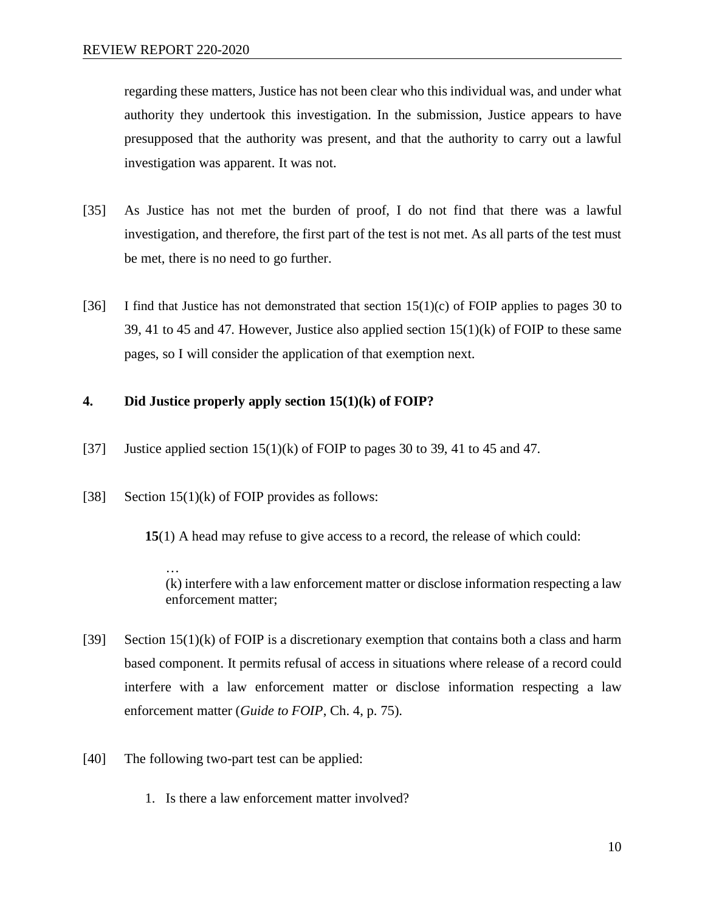regarding these matters, Justice has not been clear who this individual was, and under what authority they undertook this investigation. In the submission, Justice appears to have presupposed that the authority was present, and that the authority to carry out a lawful investigation was apparent. It was not.

[35] As Justice has not met the burden of proof, I do not find that there was a lawful investigation, and therefore, the first part of the test is not met. As all parts of the test must be met, there is no need to go further.

[36] I find that Justice has not demonstrated that section 15(1)(c) of FOIP applies to pages 30 to 39, 41 to 45 and 47. However, Justice also applied section 15(1)(k) of FOIP to these same pages, so I will consider the application of that exemption next.

**4. Did Justice properly apply section 15(1)(k) of FOIP?**

[37] Justice applied section 15(1)(k) of FOIP to pages 30 to 39, 41 to 45 and 47.

[38] Section 15(1)(k) of FOIP provides as follows:

> **15**(1) A head may refuse to give access to a record, the release of which could:
>
> …
> (k) interfere with a law enforcement matter or disclose information respecting a law enforcement matter;

[39] Section 15(1)(k) of FOIP is a discretionary exemption that contains both a class and harm based component. It permits refusal of access in situations where release of a record could interfere with a law enforcement matter or disclose information respecting a law enforcement matter (*Guide to FOIP*, Ch. 4, p. 75).

[40] The following two-part test can be applied:

1. Is there a law enforcement matter involved?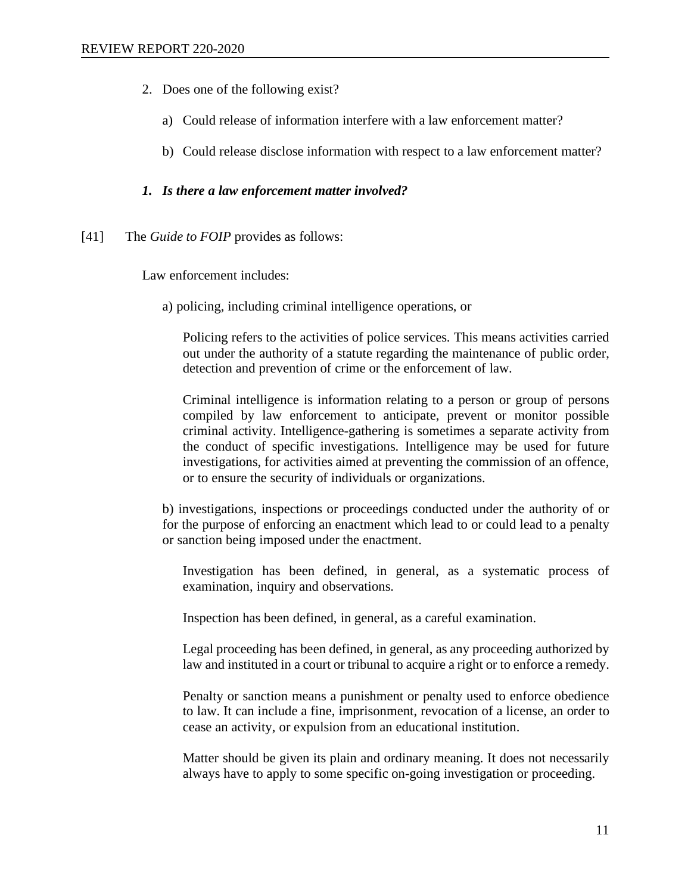2. Does one of the following exist?

    a) Could release of information interfere with a law enforcement matter?

    b) Could release disclose information with respect to a law enforcement matter?

***1. Is there a law enforcement matter involved?***

[41] The *Guide to FOIP* provides as follows:

> Law enforcement includes:
>
> a) policing, including criminal intelligence operations, or
>
> > Policing refers to the activities of police services. This means activities carried out under the authority of a statute regarding the maintenance of public order, detection and prevention of crime or the enforcement of law.
> >
> > Criminal intelligence is information relating to a person or group of persons compiled by law enforcement to anticipate, prevent or monitor possible criminal activity. Intelligence-gathering is sometimes a separate activity from the conduct of specific investigations. Intelligence may be used for future investigations, for activities aimed at preventing the commission of an offence, or to ensure the security of individuals or organizations.
>
> b) investigations, inspections or proceedings conducted under the authority of or for the purpose of enforcing an enactment which lead to or could lead to a penalty or sanction being imposed under the enactment.
>
> > Investigation has been defined, in general, as a systematic process of examination, inquiry and observations.
> >
> > Inspection has been defined, in general, as a careful examination.
> >
> > Legal proceeding has been defined, in general, as any proceeding authorized by law and instituted in a court or tribunal to acquire a right or to enforce a remedy.
> >
> > Penalty or sanction means a punishment or penalty used to enforce obedience to law. It can include a fine, imprisonment, revocation of a license, an order to cease an activity, or expulsion from an educational institution.
> >
> > Matter should be given its plain and ordinary meaning. It does not necessarily always have to apply to some specific on-going investigation or proceeding.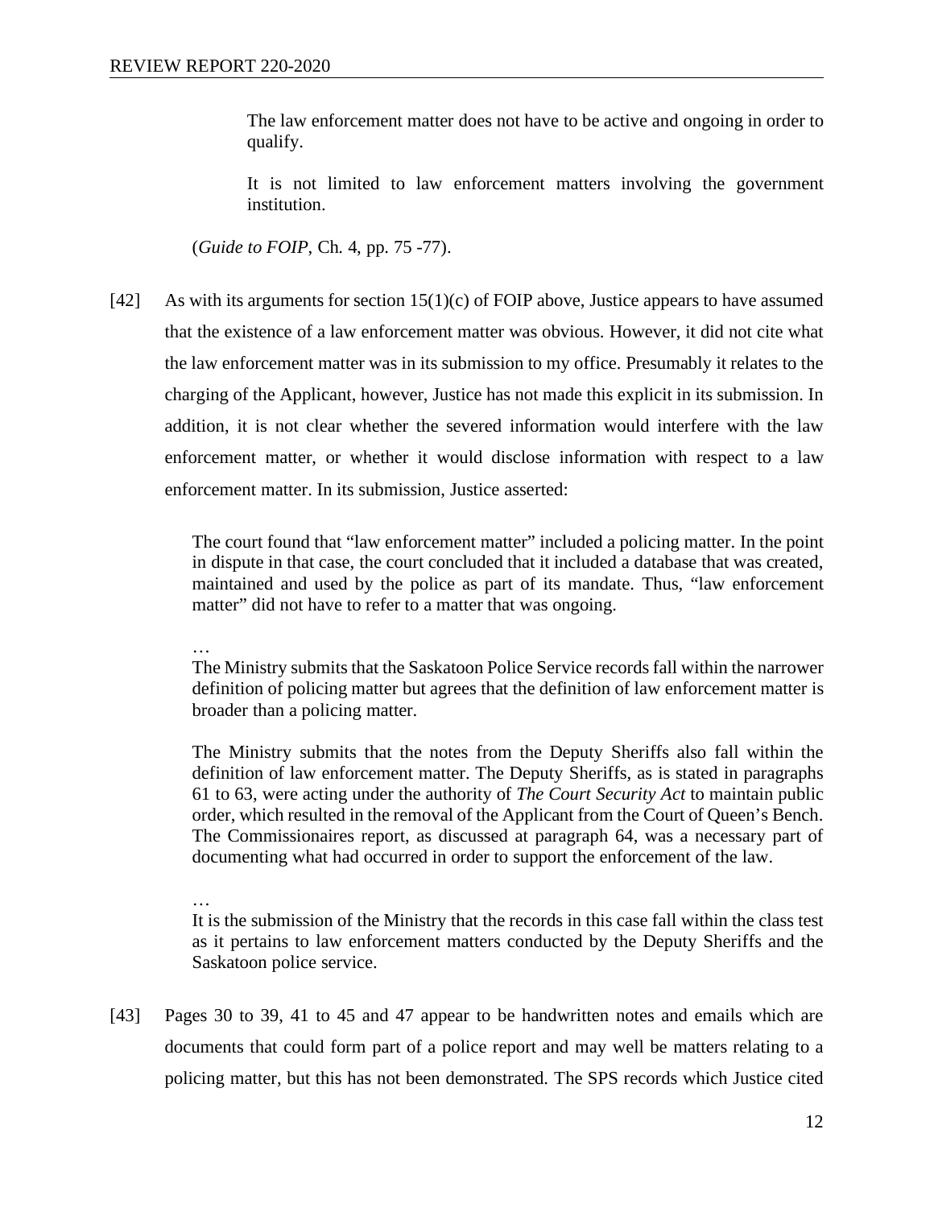> The law enforcement matter does not have to be active and ongoing in order to qualify.
>
> It is not limited to law enforcement matters involving the government institution.

(*Guide to FOIP*, Ch. 4, pp. 75 -77).

[42] As with its arguments for section 15(1)(c) of FOIP above, Justice appears to have assumed that the existence of a law enforcement matter was obvious. However, it did not cite what the law enforcement matter was in its submission to my office. Presumably it relates to the charging of the Applicant, however, Justice has not made this explicit in its submission. In addition, it is not clear whether the severed information would interfere with the law enforcement matter, or whether it would disclose information with respect to a law enforcement matter. In its submission, Justice asserted:

> The court found that "law enforcement matter" included a policing matter. In the point in dispute in that case, the court concluded that it included a database that was created, maintained and used by the police as part of its mandate. Thus, "law enforcement matter" did not have to refer to a matter that was ongoing.
>
> …
>
> The Ministry submits that the Saskatoon Police Service records fall within the narrower definition of policing matter but agrees that the definition of law enforcement matter is broader than a policing matter.
>
> The Ministry submits that the notes from the Deputy Sheriffs also fall within the definition of law enforcement matter. The Deputy Sheriffs, as is stated in paragraphs 61 to 63, were acting under the authority of *The Court Security Act* to maintain public order, which resulted in the removal of the Applicant from the Court of Queen's Bench. The Commissionaires report, as discussed at paragraph 64, was a necessary part of documenting what had occurred in order to support the enforcement of the law.
>
> …
>
> It is the submission of the Ministry that the records in this case fall within the class test as it pertains to law enforcement matters conducted by the Deputy Sheriffs and the Saskatoon police service.

[43] Pages 30 to 39, 41 to 45 and 47 appear to be handwritten notes and emails which are documents that could form part of a police report and may well be matters relating to a policing matter, but this has not been demonstrated. The SPS records which Justice cited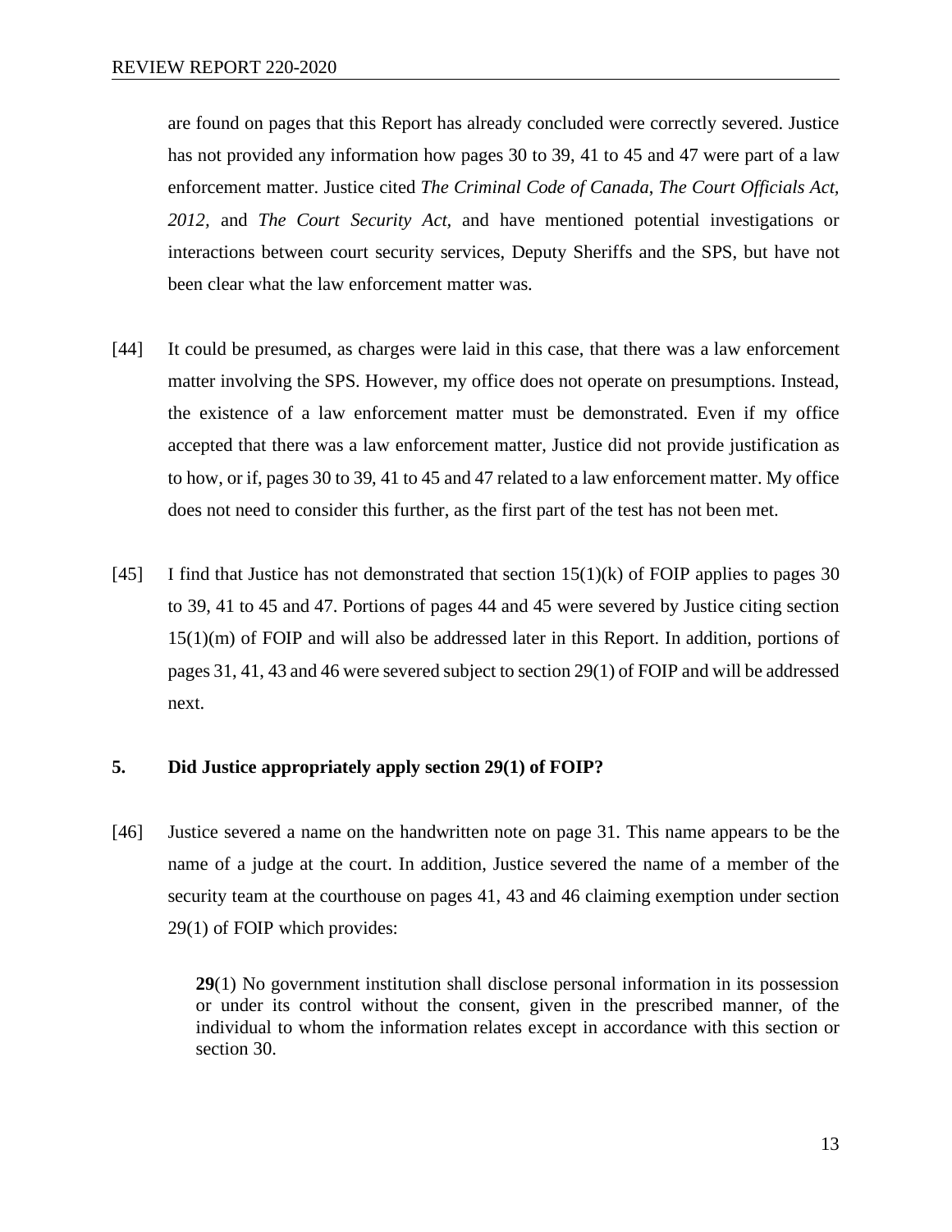are found on pages that this Report has already concluded were correctly severed. Justice has not provided any information how pages 30 to 39, 41 to 45 and 47 were part of a law enforcement matter. Justice cited *The Criminal Code of Canada*, *The Court Officials Act, 2012*, and *The Court Security Act*, and have mentioned potential investigations or interactions between court security services, Deputy Sheriffs and the SPS, but have not been clear what the law enforcement matter was.

[44] It could be presumed, as charges were laid in this case, that there was a law enforcement matter involving the SPS. However, my office does not operate on presumptions. Instead, the existence of a law enforcement matter must be demonstrated. Even if my office accepted that there was a law enforcement matter, Justice did not provide justification as to how, or if, pages 30 to 39, 41 to 45 and 47 related to a law enforcement matter. My office does not need to consider this further, as the first part of the test has not been met.

[45] I find that Justice has not demonstrated that section 15(1)(k) of FOIP applies to pages 30 to 39, 41 to 45 and 47. Portions of pages 44 and 45 were severed by Justice citing section 15(1)(m) of FOIP and will also be addressed later in this Report. In addition, portions of pages 31, 41, 43 and 46 were severed subject to section 29(1) of FOIP and will be addressed next.

### 5. Did Justice appropriately apply section 29(1) of FOIP?

[46] Justice severed a name on the handwritten note on page 31. This name appears to be the name of a judge at the court. In addition, Justice severed the name of a member of the security team at the courthouse on pages 41, 43 and 46 claiming exemption under section 29(1) of FOIP which provides:

> **29**(1) No government institution shall disclose personal information in its possession or under its control without the consent, given in the prescribed manner, of the individual to whom the information relates except in accordance with this section or section 30.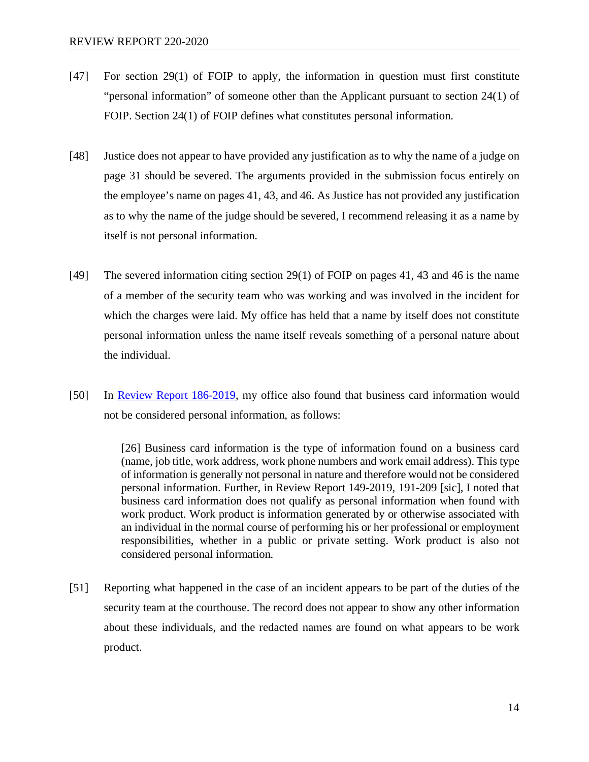[47] For section 29(1) of FOIP to apply, the information in question must first constitute "personal information" of someone other than the Applicant pursuant to section 24(1) of FOIP. Section 24(1) of FOIP defines what constitutes personal information.

[48] Justice does not appear to have provided any justification as to why the name of a judge on page 31 should be severed. The arguments provided in the submission focus entirely on the employee's name on pages 41, 43, and 46. As Justice has not provided any justification as to why the name of the judge should be severed, I recommend releasing it as a name by itself is not personal information.

[49] The severed information citing section 29(1) of FOIP on pages 41, 43 and 46 is the name of a member of the security team who was working and was involved in the incident for which the charges were laid. My office has held that a name by itself does not constitute personal information unless the name itself reveals something of a personal nature about the individual.

[50] In [Review Report 186-2019](), my office also found that business card information would not be considered personal information, as follows:

> [26] Business card information is the type of information found on a business card (name, job title, work address, work phone numbers and work email address). This type of information is generally not personal in nature and therefore would not be considered personal information. Further, in Review Report 149-2019, 191-209 [sic], I noted that business card information does not qualify as personal information when found with work product. Work product is information generated by or otherwise associated with an individual in the normal course of performing his or her professional or employment responsibilities, whether in a public or private setting. Work product is also not considered personal information.

[51] Reporting what happened in the case of an incident appears to be part of the duties of the security team at the courthouse. The record does not appear to show any other information about these individuals, and the redacted names are found on what appears to be work product.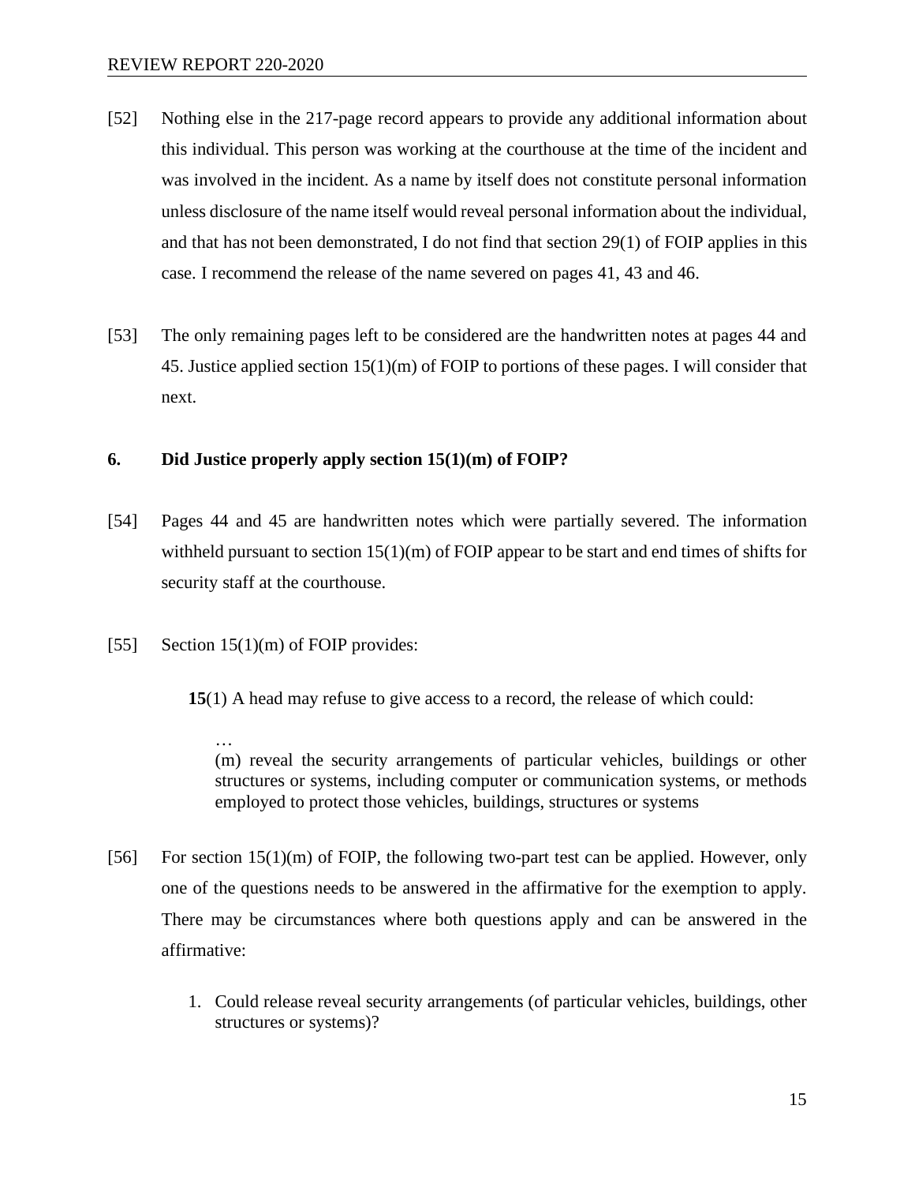[52] Nothing else in the 217-page record appears to provide any additional information about this individual. This person was working at the courthouse at the time of the incident and was involved in the incident. As a name by itself does not constitute personal information unless disclosure of the name itself would reveal personal information about the individual, and that has not been demonstrated, I do not find that section 29(1) of FOIP applies in this case. I recommend the release of the name severed on pages 41, 43 and 46.

[53] The only remaining pages left to be considered are the handwritten notes at pages 44 and 45. Justice applied section 15(1)(m) of FOIP to portions of these pages. I will consider that next.

**6. Did Justice properly apply section 15(1)(m) of FOIP?**

[54] Pages 44 and 45 are handwritten notes which were partially severed. The information withheld pursuant to section 15(1)(m) of FOIP appear to be start and end times of shifts for security staff at the courthouse.

[55] Section 15(1)(m) of FOIP provides:

> **15**(1) A head may refuse to give access to a record, the release of which could:
>
> …
> (m) reveal the security arrangements of particular vehicles, buildings or other structures or systems, including computer or communication systems, or methods employed to protect those vehicles, buildings, structures or systems

[56] For section 15(1)(m) of FOIP, the following two-part test can be applied. However, only one of the questions needs to be answered in the affirmative for the exemption to apply. There may be circumstances where both questions apply and can be answered in the affirmative:

1. Could release reveal security arrangements (of particular vehicles, buildings, other structures or systems)?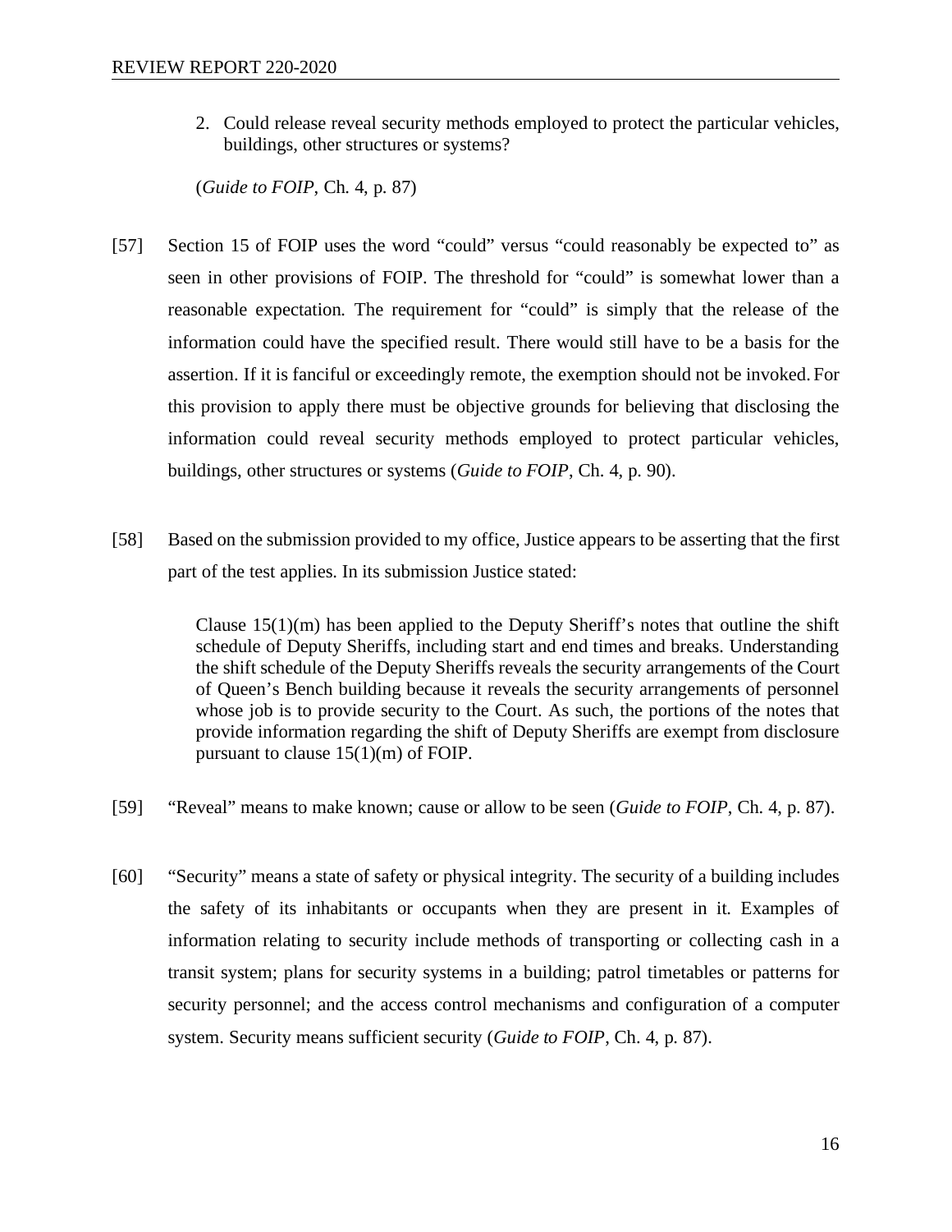2. Could release reveal security methods employed to protect the particular vehicles, buildings, other structures or systems?

(*Guide to FOIP*, Ch. 4, p. 87)

[57] Section 15 of FOIP uses the word "could" versus "could reasonably be expected to" as seen in other provisions of FOIP. The threshold for "could" is somewhat lower than a reasonable expectation. The requirement for "could" is simply that the release of the information could have the specified result. There would still have to be a basis for the assertion. If it is fanciful or exceedingly remote, the exemption should not be invoked. For this provision to apply there must be objective grounds for believing that disclosing the information could reveal security methods employed to protect particular vehicles, buildings, other structures or systems (*Guide to FOIP*, Ch. 4, p. 90).

[58] Based on the submission provided to my office, Justice appears to be asserting that the first part of the test applies. In its submission Justice stated:

> Clause 15(1)(m) has been applied to the Deputy Sheriff's notes that outline the shift schedule of Deputy Sheriffs, including start and end times and breaks. Understanding the shift schedule of the Deputy Sheriffs reveals the security arrangements of the Court of Queen's Bench building because it reveals the security arrangements of personnel whose job is to provide security to the Court. As such, the portions of the notes that provide information regarding the shift of Deputy Sheriffs are exempt from disclosure pursuant to clause 15(1)(m) of FOIP.

[59] "Reveal" means to make known; cause or allow to be seen (*Guide to FOIP*, Ch. 4, p. 87).

[60] "Security" means a state of safety or physical integrity. The security of a building includes the safety of its inhabitants or occupants when they are present in it. Examples of information relating to security include methods of transporting or collecting cash in a transit system; plans for security systems in a building; patrol timetables or patterns for security personnel; and the access control mechanisms and configuration of a computer system. Security means sufficient security (*Guide to FOIP*, Ch. 4, p. 87).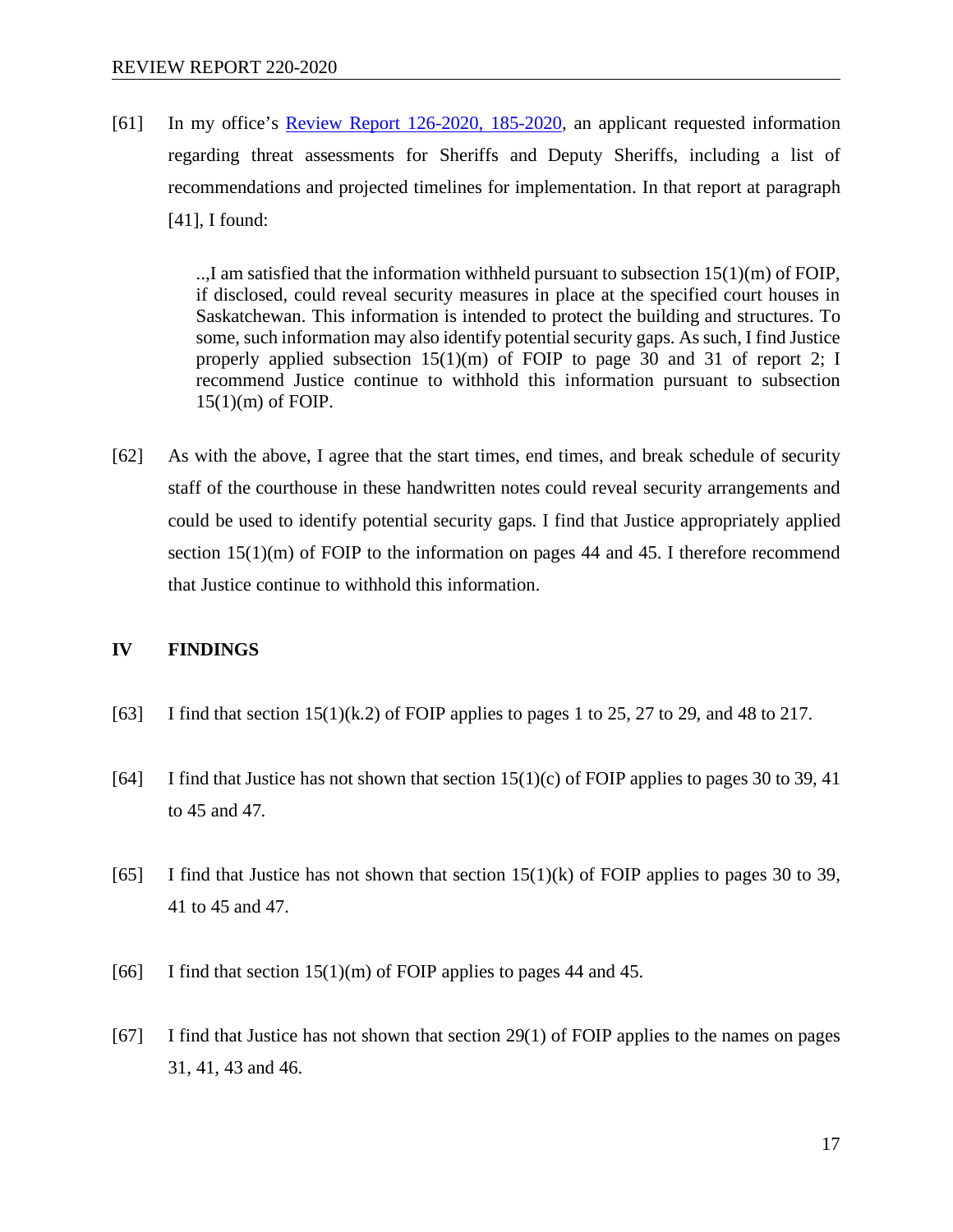[61] In my office's Review Report 126-2020, 185-2020, an applicant requested information regarding threat assessments for Sheriffs and Deputy Sheriffs, including a list of recommendations and projected timelines for implementation. In that report at paragraph [41], I found:

> ..,I am satisfied that the information withheld pursuant to subsection 15(1)(m) of FOIP, if disclosed, could reveal security measures in place at the specified court houses in Saskatchewan. This information is intended to protect the building and structures. To some, such information may also identify potential security gaps. As such, I find Justice properly applied subsection 15(1)(m) of FOIP to page 30 and 31 of report 2; I recommend Justice continue to withhold this information pursuant to subsection 15(1)(m) of FOIP.

[62] As with the above, I agree that the start times, end times, and break schedule of security staff of the courthouse in these handwritten notes could reveal security arrangements and could be used to identify potential security gaps. I find that Justice appropriately applied section 15(1)(m) of FOIP to the information on pages 44 and 45. I therefore recommend that Justice continue to withhold this information.

## IV FINDINGS

[63] I find that section 15(1)(k.2) of FOIP applies to pages 1 to 25, 27 to 29, and 48 to 217.

[64] I find that Justice has not shown that section 15(1)(c) of FOIP applies to pages 30 to 39, 41 to 45 and 47.

[65] I find that Justice has not shown that section 15(1)(k) of FOIP applies to pages 30 to 39, 41 to 45 and 47.

[66] I find that section 15(1)(m) of FOIP applies to pages 44 and 45.

[67] I find that Justice has not shown that section 29(1) of FOIP applies to the names on pages 31, 41, 43 and 46.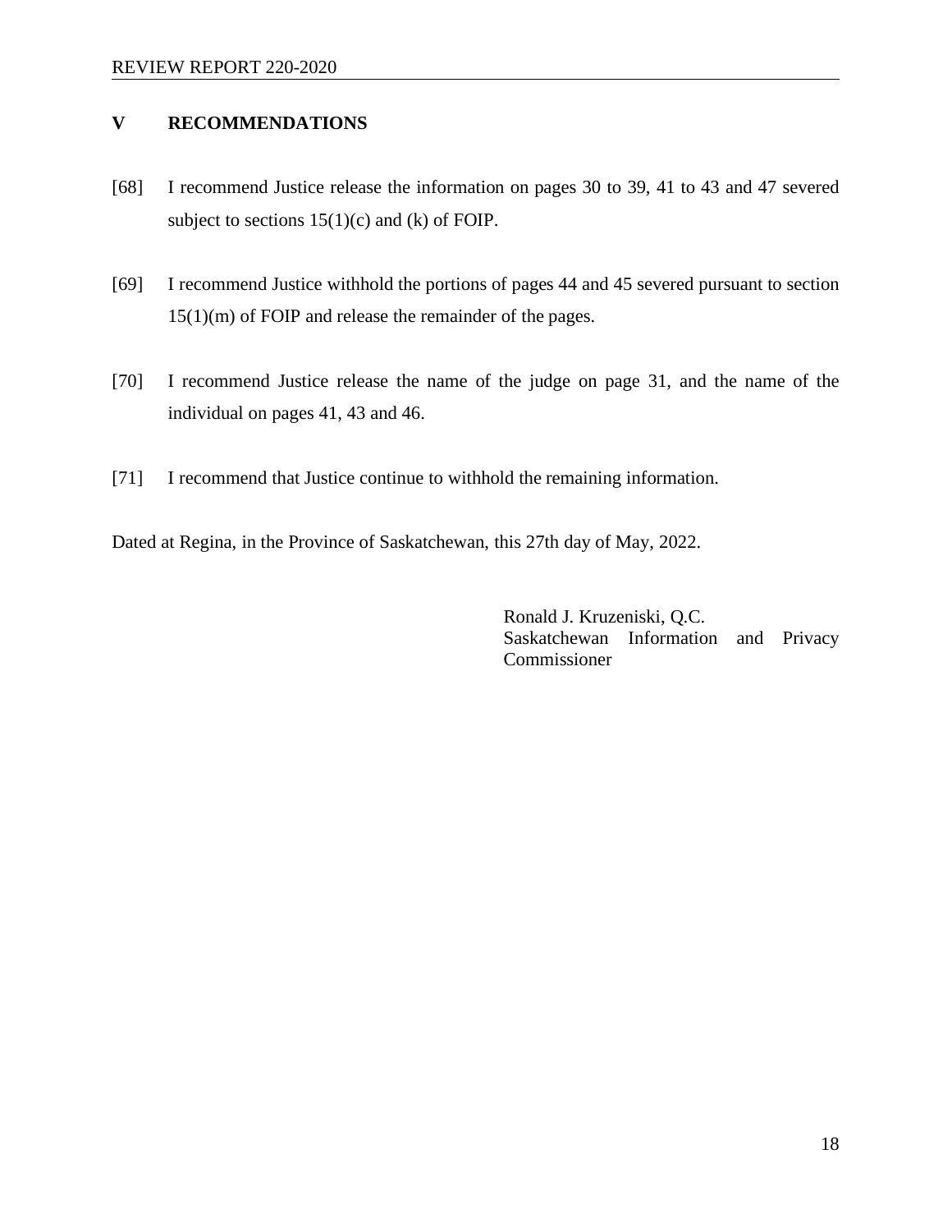## V RECOMMENDATIONS

[68] I recommend Justice release the information on pages 30 to 39, 41 to 43 and 47 severed subject to sections 15(1)(c) and (k) of FOIP.

[69] I recommend Justice withhold the portions of pages 44 and 45 severed pursuant to section 15(1)(m) of FOIP and release the remainder of the pages.

[70] I recommend Justice release the name of the judge on page 31, and the name of the individual on pages 41, 43 and 46.

[71] I recommend that Justice continue to withhold the remaining information.

Dated at Regina, in the Province of Saskatchewan, this 27th day of May, 2022.

Ronald J. Kruzeniski, Q.C.
Saskatchewan Information and Privacy Commissioner